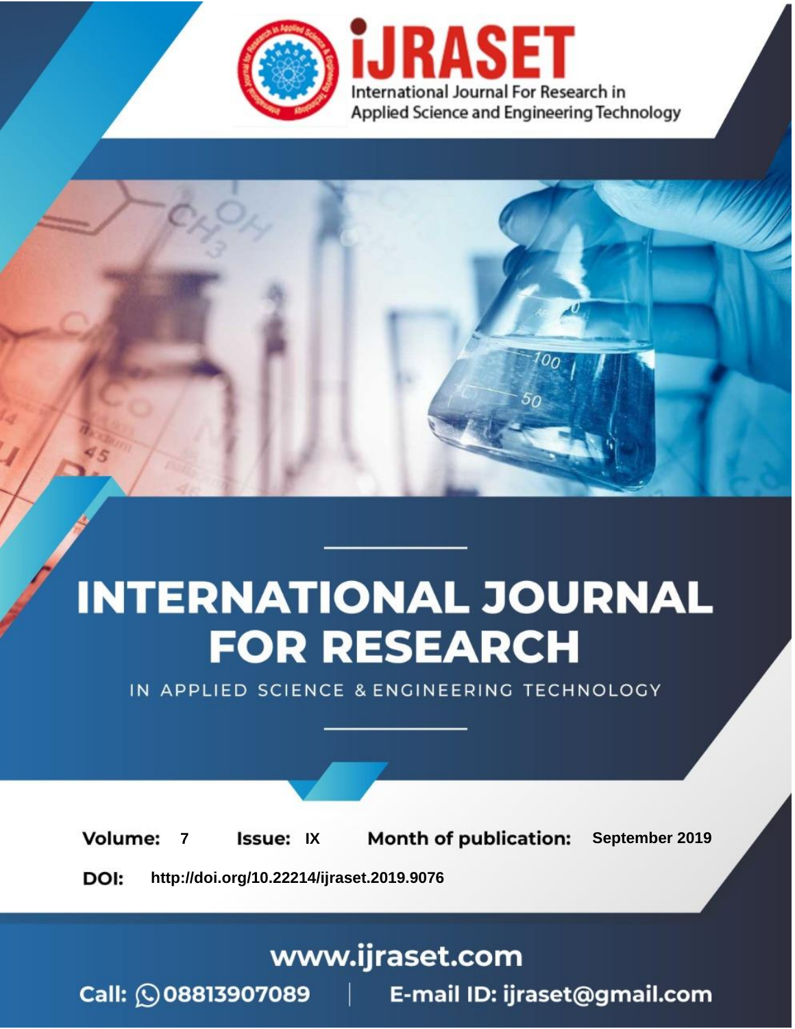# iJRASET

International Journal For Research in Applied Science and Engineering Technology

# INTERNATIONAL JOURNAL FOR RESEARCH

IN APPLIED SCIENCE & ENGINEERING TECHNOLOGY

**Volume:** 7 **Issue:** IX **Month of publication:** September 2019

**DOI:** http://doi.org/10.22214/ijraset.2019.9076

www.ijraset.com

Call: 08813907089 | E-mail ID: ijraset@gmail.com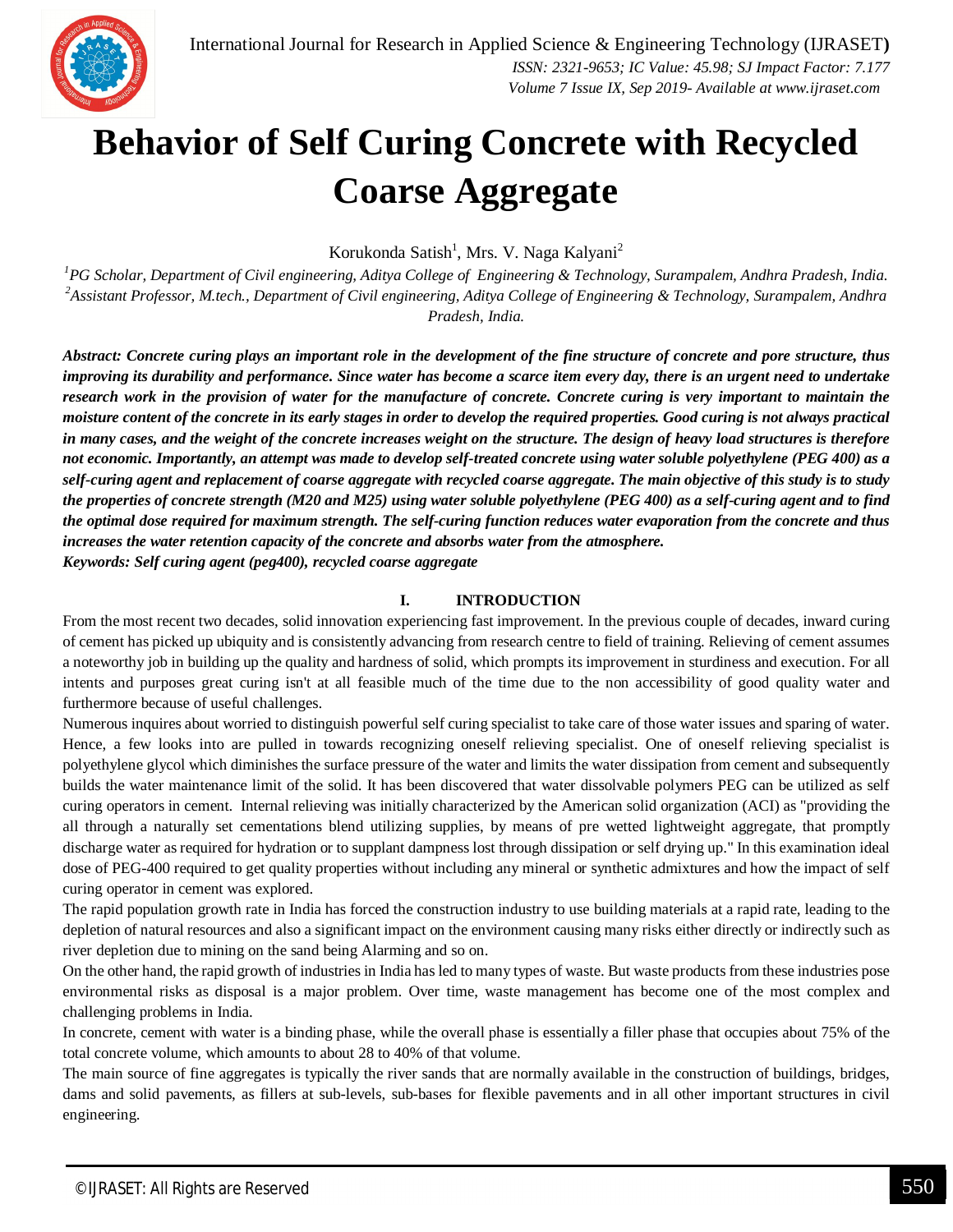# Behavior of Self Curing Concrete with Recycled Coarse Aggregate

Korukonda Satish[1], Mrs. V. Naga Kalyani[2]

[1]*PG Scholar, Department of Civil engineering, Aditya College of Engineering & Technology, Surampalem, Andhra Pradesh, India.*
[2]*Assistant Professor, M.tech., Department of Civil engineering, Aditya College of Engineering & Technology, Surampalem, Andhra Pradesh, India.*

***Abstract: Concrete curing plays an important role in the development of the fine structure of concrete and pore structure, thus improving its durability and performance. Since water has become a scarce item every day, there is an urgent need to undertake research work in the provision of water for the manufacture of concrete. Concrete curing is very important to maintain the moisture content of the concrete in its early stages in order to develop the required properties. Good curing is not always practical in many cases, and the weight of the concrete increases weight on the structure. The design of heavy load structures is therefore not economic. Importantly, an attempt was made to develop self-treated concrete using water soluble polyethylene (PEG 400) as a self-curing agent and replacement of coarse aggregate with recycled coarse aggregate. The main objective of this study is to study the properties of concrete strength (M20 and M25) using water soluble polyethylene (PEG 400) as a self-curing agent and to find the optimal dose required for maximum strength. The self-curing function reduces water evaporation from the concrete and thus increases the water retention capacity of the concrete and absorbs water from the atmosphere.***

***Keywords: Self curing agent (peg400), recycled coarse aggregate***

## I. INTRODUCTION

From the most recent two decades, solid innovation experiencing fast improvement. In the previous couple of decades, inward curing of cement has picked up ubiquity and is consistently advancing from research centre to field of training. Relieving of cement assumes a noteworthy job in building up the quality and hardness of solid, which prompts its improvement in sturdiness and execution. For all intents and purposes great curing isn't at all feasible much of the time due to the non accessibility of good quality water and furthermore because of useful challenges.

Numerous inquires about worried to distinguish powerful self curing specialist to take care of those water issues and sparing of water. Hence, a few looks into are pulled in towards recognizing oneself relieving specialist. One of oneself relieving specialist is polyethylene glycol which diminishes the surface pressure of the water and limits the water dissipation from cement and subsequently builds the water maintenance limit of the solid. It has been discovered that water dissolvable polymers PEG can be utilized as self curing operators in cement. Internal relieving was initially characterized by the American solid organization (ACI) as "providing the all through a naturally set cementations blend utilizing supplies, by means of pre wetted lightweight aggregate, that promptly discharge water as required for hydration or to supplant dampness lost through dissipation or self drying up." In this examination ideal dose of PEG-400 required to get quality properties without including any mineral or synthetic admixtures and how the impact of self curing operator in cement was explored.

The rapid population growth rate in India has forced the construction industry to use building materials at a rapid rate, leading to the depletion of natural resources and also a significant impact on the environment causing many risks either directly or indirectly such as river depletion due to mining on the sand being Alarming and so on.

On the other hand, the rapid growth of industries in India has led to many types of waste. But waste products from these industries pose environmental risks as disposal is a major problem. Over time, waste management has become one of the most complex and challenging problems in India.

In concrete, cement with water is a binding phase, while the overall phase is essentially a filler phase that occupies about 75% of the total concrete volume, which amounts to about 28 to 40% of that volume.

The main source of fine aggregates is typically the river sands that are normally available in the construction of buildings, bridges, dams and solid pavements, as fillers at sub-levels, sub-bases for flexible pavements and in all other important structures in civil engineering.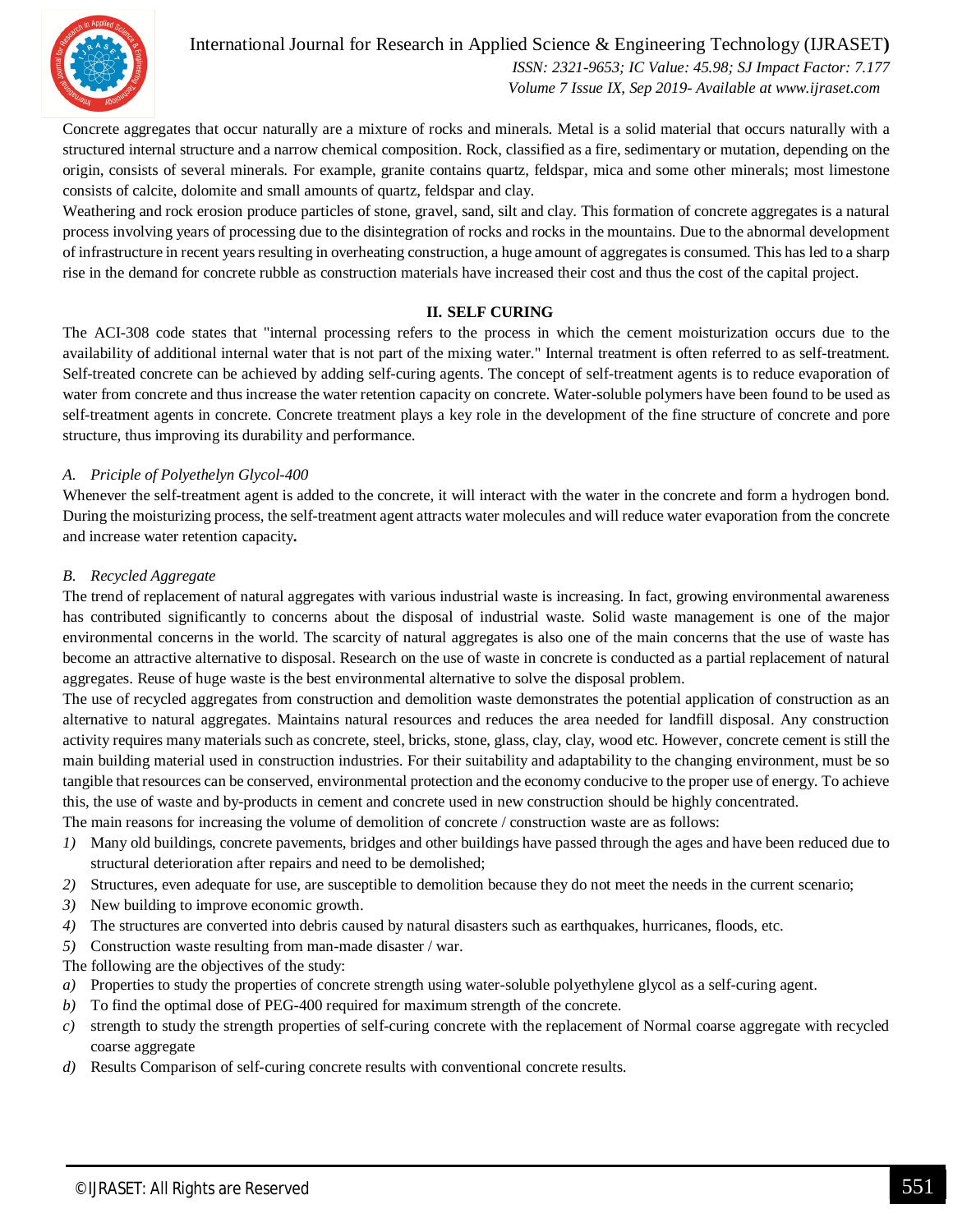Concrete aggregates that occur naturally are a mixture of rocks and minerals. Metal is a solid material that occurs naturally with a structured internal structure and a narrow chemical composition. Rock, classified as a fire, sedimentary or mutation, depending on the origin, consists of several minerals. For example, granite contains quartz, feldspar, mica and some other minerals; most limestone consists of calcite, dolomite and small amounts of quartz, feldspar and clay.

Weathering and rock erosion produce particles of stone, gravel, sand, silt and clay. This formation of concrete aggregates is a natural process involving years of processing due to the disintegration of rocks and rocks in the mountains. Due to the abnormal development of infrastructure in recent years resulting in overheating construction, a huge amount of aggregates is consumed. This has led to a sharp rise in the demand for concrete rubble as construction materials have increased their cost and thus the cost of the capital project.

## II. SELF CURING

The ACI-308 code states that "internal processing refers to the process in which the cement moisturization occurs due to the availability of additional internal water that is not part of the mixing water." Internal treatment is often referred to as self-treatment. Self-treated concrete can be achieved by adding self-curing agents. The concept of self-treatment agents is to reduce evaporation of water from concrete and thus increase the water retention capacity on concrete. Water-soluble polymers have been found to be used as self-treatment agents in concrete. Concrete treatment plays a key role in the development of the fine structure of concrete and pore structure, thus improving its durability and performance.

### *A. Priciple of Polyethelyn Glycol-400*

Whenever the self-treatment agent is added to the concrete, it will interact with the water in the concrete and form a hydrogen bond. During the moisturizing process, the self-treatment agent attracts water molecules and will reduce water evaporation from the concrete and increase water retention capacity**.**

### *B. Recycled Aggregate*

The trend of replacement of natural aggregates with various industrial waste is increasing. In fact, growing environmental awareness has contributed significantly to concerns about the disposal of industrial waste. Solid waste management is one of the major environmental concerns in the world. The scarcity of natural aggregates is also one of the main concerns that the use of waste has become an attractive alternative to disposal. Research on the use of waste in concrete is conducted as a partial replacement of natural aggregates. Reuse of huge waste is the best environmental alternative to solve the disposal problem.

The use of recycled aggregates from construction and demolition waste demonstrates the potential application of construction as an alternative to natural aggregates. Maintains natural resources and reduces the area needed for landfill disposal. Any construction activity requires many materials such as concrete, steel, bricks, stone, glass, clay, clay, wood etc. However, concrete cement is still the main building material used in construction industries. For their suitability and adaptability to the changing environment, must be so tangible that resources can be conserved, environmental protection and the economy conducive to the proper use of energy. To achieve this, the use of waste and by-products in cement and concrete used in new construction should be highly concentrated.

The main reasons for increasing the volume of demolition of concrete / construction waste are as follows:

1) Many old buildings, concrete pavements, bridges and other buildings have passed through the ages and have been reduced due to structural deterioration after repairs and need to be demolished;
2) Structures, even adequate for use, are susceptible to demolition because they do not meet the needs in the current scenario;
3) New building to improve economic growth.
4) The structures are converted into debris caused by natural disasters such as earthquakes, hurricanes, floods, etc.
5) Construction waste resulting from man-made disaster / war.

The following are the objectives of the study:

a) Properties to study the properties of concrete strength using water-soluble polyethylene glycol as a self-curing agent.
b) To find the optimal dose of PEG-400 required for maximum strength of the concrete.
c) strength to study the strength properties of self-curing concrete with the replacement of Normal coarse aggregate with recycled coarse aggregate
d) Results Comparison of self-curing concrete results with conventional concrete results.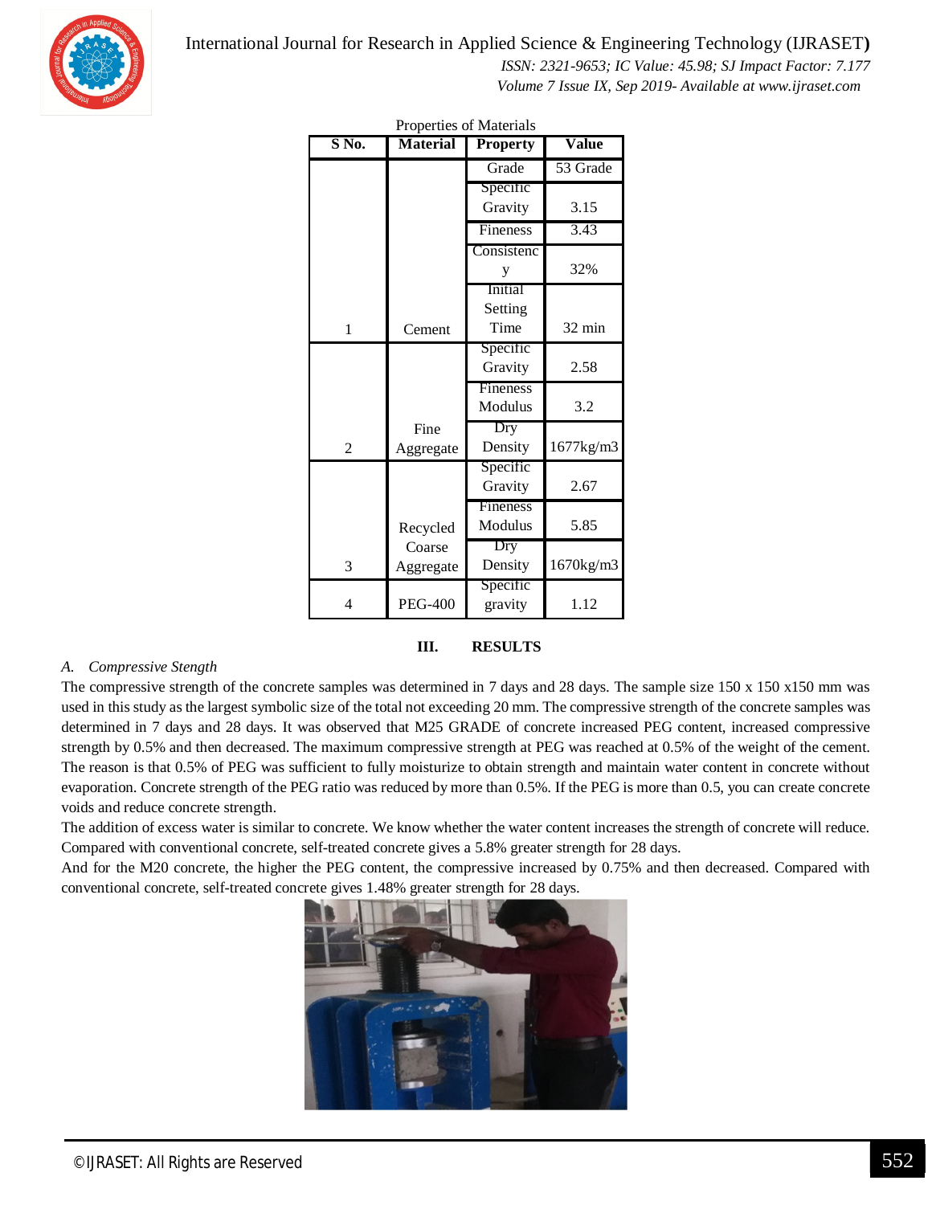Properties of Materials

| S No. | Material | Property | Value |
|---|---|---|---|
| 1 | Cement | Grade | 53 Grade |
| | | Specific Gravity | 3.15 |
| | | Fineness | 3.43 |
| | | Consistency | 32% |
| | | Initial Setting Time | 32 min |
| 2 | Fine Aggregate | Specific Gravity | 2.58 |
| | | Fineness Modulus | 3.2 |
| | | Dry Density | 1677kg/m3 |
| 3 | Recycled Coarse Aggregate | Specific Gravity | 2.67 |
| | | Fineness Modulus | 5.85 |
| | | Dry Density | 1670kg/m3 |
| 4 | PEG-400 | Specific gravity | 1.12 |

## III. RESULTS

### A. Compressive Stength

The compressive strength of the concrete samples was determined in 7 days and 28 days. The sample size 150 x 150 x150 mm was used in this study as the largest symbolic size of the total not exceeding 20 mm. The compressive strength of the concrete samples was determined in 7 days and 28 days. It was observed that M25 GRADE of concrete increased PEG content, increased compressive strength by 0.5% and then decreased. The maximum compressive strength at PEG was reached at 0.5% of the weight of the cement. The reason is that 0.5% of PEG was sufficient to fully moisturize to obtain strength and maintain water content in concrete without evaporation. Concrete strength of the PEG ratio was reduced by more than 0.5%. If the PEG is more than 0.5, you can create concrete voids and reduce concrete strength.

The addition of excess water is similar to concrete. We know whether the water content increases the strength of concrete will reduce. Compared with conventional concrete, self-treated concrete gives a 5.8% greater strength for 28 days.

And for the M20 concrete, the higher the PEG content, the compressive increased by 0.75% and then decreased. Compared with conventional concrete, self-treated concrete gives 1.48% greater strength for 28 days.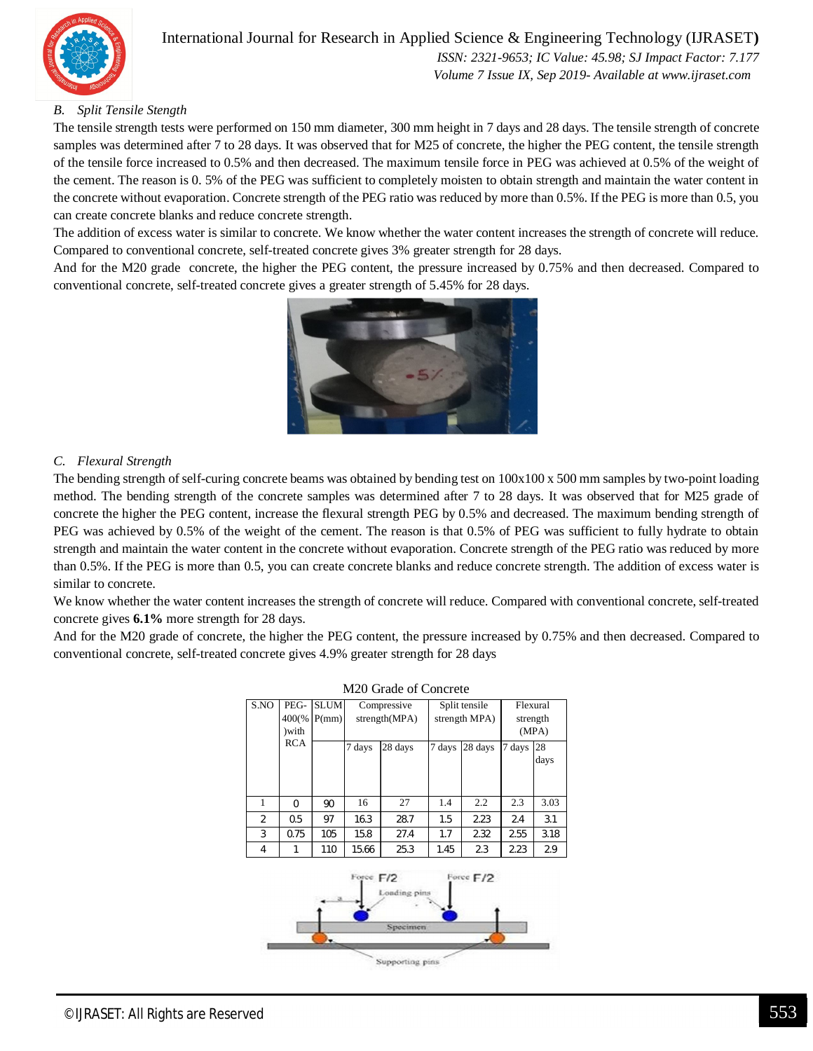### B. *Split Tensile Stength*

The tensile strength tests were performed on 150 mm diameter, 300 mm height in 7 days and 28 days. The tensile strength of concrete samples was determined after 7 to 28 days. It was observed that for M25 of concrete, the higher the PEG content, the tensile strength of the tensile force increased to 0.5% and then decreased. The maximum tensile force in PEG was achieved at 0.5% of the weight of the cement. The reason is 0. 5% of the PEG was sufficient to completely moisten to obtain strength and maintain the water content in the concrete without evaporation. Concrete strength of the PEG ratio was reduced by more than 0.5%. If the PEG is more than 0.5, you can create concrete blanks and reduce concrete strength.

The addition of excess water is similar to concrete. We know whether the water content increases the strength of concrete will reduce. Compared to conventional concrete, self-treated concrete gives 3% greater strength for 28 days.

And for the M20 grade concrete, the higher the PEG content, the pressure increased by 0.75% and then decreased. Compared to conventional concrete, self-treated concrete gives a greater strength of 5.45% for 28 days.

### C. *Flexural Strength*

The bending strength of self-curing concrete beams was obtained by bending test on 100x100 x 500 mm samples by two-point loading method. The bending strength of the concrete samples was determined after 7 to 28 days. It was observed that for M25 grade of concrete the higher the PEG content, increase the flexural strength PEG by 0.5% and decreased. The maximum bending strength of PEG was achieved by 0.5% of the weight of the cement. The reason is that 0.5% of PEG was sufficient to fully hydrate to obtain strength and maintain the water content in the concrete without evaporation. Concrete strength of the PEG ratio was reduced by more than 0.5%. If the PEG is more than 0.5, you can create concrete blanks and reduce concrete strength. The addition of excess water is similar to concrete.

We know whether the water content increases the strength of concrete will reduce. Compared with conventional concrete, self-treated concrete gives **6.1%** more strength for 28 days.

And for the M20 grade of concrete, the higher the PEG content, the pressure increased by 0.75% and then decreased. Compared to conventional concrete, self-treated concrete gives 4.9% greater strength for 28 days

M20 Grade of Concrete

| S.NO | PEG-400(%)with RCA | SLUMP(mm) | Compressive strength(MPA) | | Split tensile strength MPA) | | Flexural strength (MPA) | |
|---|---|---|---|---|---|---|---|---|
| | | | 7 days | 28 days | 7 days | 28 days | 7 days | 28 days |
| 1 | 0 | 90 | 16 | 27 | 1.4 | 2.2 | 2.3 | 3.03 |
| 2 | 0.5 | 97 | 16.3 | 28.7 | 1.5 | 2.23 | 2.4 | 3.1 |
| 3 | 0.75 | 105 | 15.8 | 27.4 | 1.7 | 2.32 | 2.55 | 3.18 |
| 4 | 1 | 110 | 15.66 | 25.3 | 1.45 | 2.3 | 2.23 | 2.9 |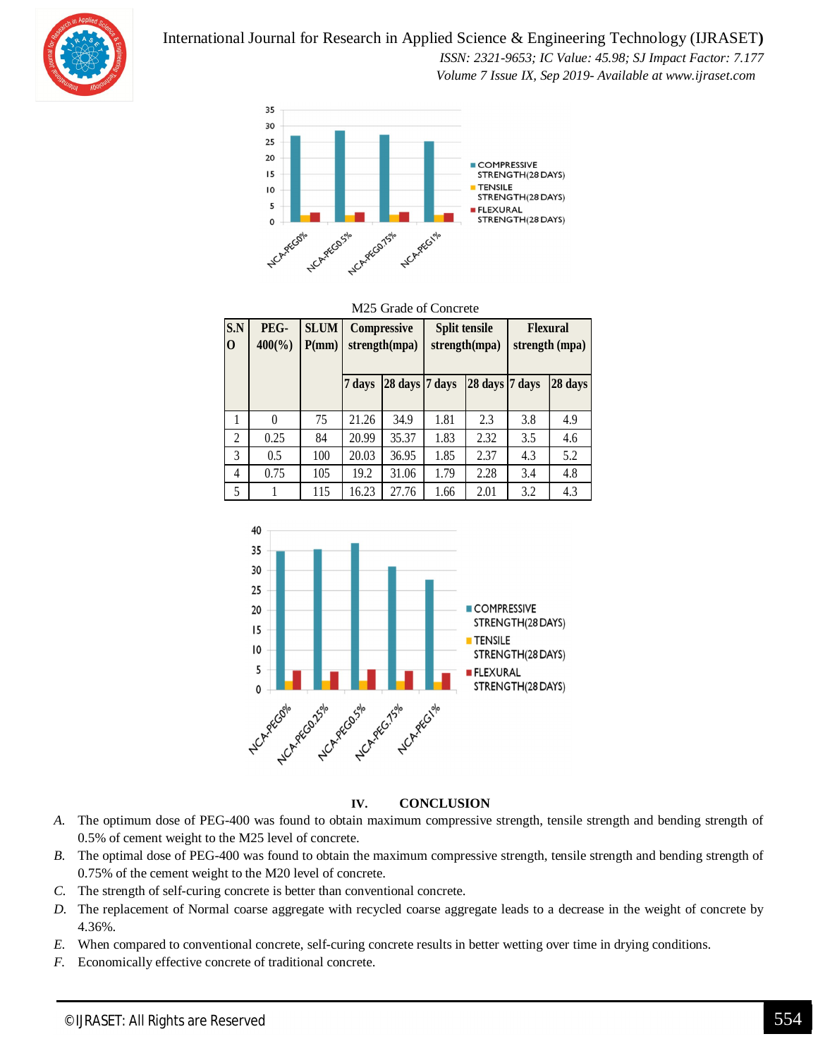M25 Grade of Concrete

| S.NO | PEG-400(%) | SLUMP(mm) | Compressive strength(mpa) | | Split tensile strength(mpa) | | Flexural strength (mpa) | |
|---|---|---|---|---|---|---|---|---|
| | | | 7 days | 28 days | 7 days | 28 days | 7 days | 28 days |
| 1 | 0 | 75 | 21.26 | 34.9 | 1.81 | 2.3 | 3.8 | 4.9 |
| 2 | 0.25 | 84 | 20.99 | 35.37 | 1.83 | 2.32 | 3.5 | 4.6 |
| 3 | 0.5 | 100 | 20.03 | 36.95 | 1.85 | 2.37 | 4.3 | 5.2 |
| 4 | 0.75 | 105 | 19.2 | 31.06 | 1.79 | 2.28 | 3.4 | 4.8 |
| 5 | 1 | 115 | 16.23 | 27.76 | 1.66 | 2.01 | 3.2 | 4.3 |

## IV. CONCLUSION

*A.* The optimum dose of PEG-400 was found to obtain maximum compressive strength, tensile strength and bending strength of 0.5% of cement weight to the M25 level of concrete.

*B.* The optimal dose of PEG-400 was found to obtain the maximum compressive strength, tensile strength and bending strength of 0.75% of the cement weight to the M20 level of concrete.

*C.* The strength of self-curing concrete is better than conventional concrete.

*D.* The replacement of Normal coarse aggregate with recycled coarse aggregate leads to a decrease in the weight of concrete by 4.36%.

*E.* When compared to conventional concrete, self-curing concrete results in better wetting over time in drying conditions.

*F.* Economically effective concrete of traditional concrete.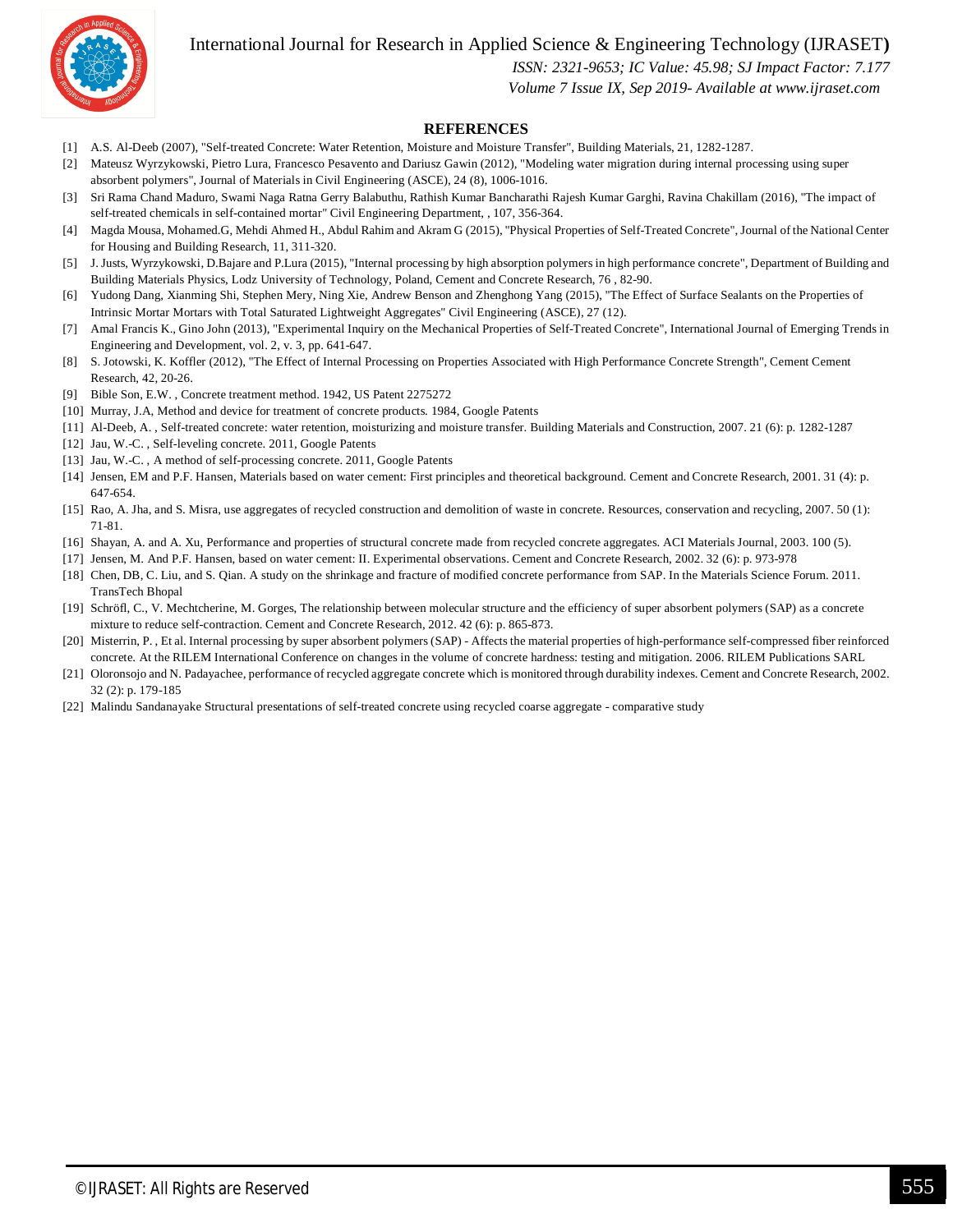## REFERENCES

[1] A.S. Al-Deeb (2007), "Self-treated Concrete: Water Retention, Moisture and Moisture Transfer", Building Materials, 21, 1282-1287.

[2] Mateusz Wyrzykowski, Pietro Lura, Francesco Pesavento and Dariusz Gawin (2012), "Modeling water migration during internal processing using super absorbent polymers", Journal of Materials in Civil Engineering (ASCE), 24 (8), 1006-1016.

[3] Sri Rama Chand Maduro, Swami Naga Ratna Gerry Balabuthu, Rathish Kumar Bancharathi Rajesh Kumar Garghi, Ravina Chakillam (2016), "The impact of self-treated chemicals in self-contained mortar" Civil Engineering Department, , 107, 356-364.

[4] Magda Mousa, Mohamed.G, Mehdi Ahmed H., Abdul Rahim and Akram G (2015), "Physical Properties of Self-Treated Concrete", Journal of the National Center for Housing and Building Research, 11, 311-320.

[5] J. Justs, Wyrzykowski, D.Bajare and P.Lura (2015), "Internal processing by high absorption polymers in high performance concrete", Department of Building and Building Materials Physics, Lodz University of Technology, Poland, Cement and Concrete Research, 76 , 82-90.

[6] Yudong Dang, Xianming Shi, Stephen Mery, Ning Xie, Andrew Benson and Zhenghong Yang (2015), "The Effect of Surface Sealants on the Properties of Intrinsic Mortar Mortars with Total Saturated Lightweight Aggregates" Civil Engineering (ASCE), 27 (12).

[7] Amal Francis K., Gino John (2013), "Experimental Inquiry on the Mechanical Properties of Self-Treated Concrete", International Journal of Emerging Trends in Engineering and Development, vol. 2, v. 3, pp. 641-647.

[8] S. Jotowski, K. Koffler (2012), "The Effect of Internal Processing on Properties Associated with High Performance Concrete Strength", Cement Cement Research, 42, 20-26.

[9] Bible Son, E.W. , Concrete treatment method. 1942, US Patent 2275272

[10] Murray, J.A, Method and device for treatment of concrete products. 1984, Google Patents

[11] Al-Deeb, A. , Self-treated concrete: water retention, moisturizing and moisture transfer. Building Materials and Construction, 2007. 21 (6): p. 1282-1287

[12] Jau, W.-C. , Self-leveling concrete. 2011, Google Patents

[13] Jau, W.-C. , A method of self-processing concrete. 2011, Google Patents

[14] Jensen, EM and P.F. Hansen, Materials based on water cement: First principles and theoretical background. Cement and Concrete Research, 2001. 31 (4): p. 647-654.

[15] Rao, A. Jha, and S. Misra, use aggregates of recycled construction and demolition of waste in concrete. Resources, conservation and recycling, 2007. 50 (1): 71-81.

[16] Shayan, A. and A. Xu, Performance and properties of structural concrete made from recycled concrete aggregates. ACI Materials Journal, 2003. 100 (5).

[17] Jensen, M. And P.F. Hansen, based on water cement: II. Experimental observations. Cement and Concrete Research, 2002. 32 (6): p. 973-978

[18] Chen, DB, C. Liu, and S. Qian. A study on the shrinkage and fracture of modified concrete performance from SAP. In the Materials Science Forum. 2011. TransTech Bhopal

[19] Schröfl, C., V. Mechtcherine, M. Gorges, The relationship between molecular structure and the efficiency of super absorbent polymers (SAP) as a concrete mixture to reduce self-contraction. Cement and Concrete Research, 2012. 42 (6): p. 865-873.

[20] Misterrin, P. , Et al. Internal processing by super absorbent polymers (SAP) - Affects the material properties of high-performance self-compressed fiber reinforced concrete. At the RILEM International Conference on changes in the volume of concrete hardness: testing and mitigation. 2006. RILEM Publications SARL

[21] Oloronsojo and N. Padayachee, performance of recycled aggregate concrete which is monitored through durability indexes. Cement and Concrete Research, 2002. 32 (2): p. 179-185

[22] Malindu Sandanayake Structural presentations of self-treated concrete using recycled coarse aggregate - comparative study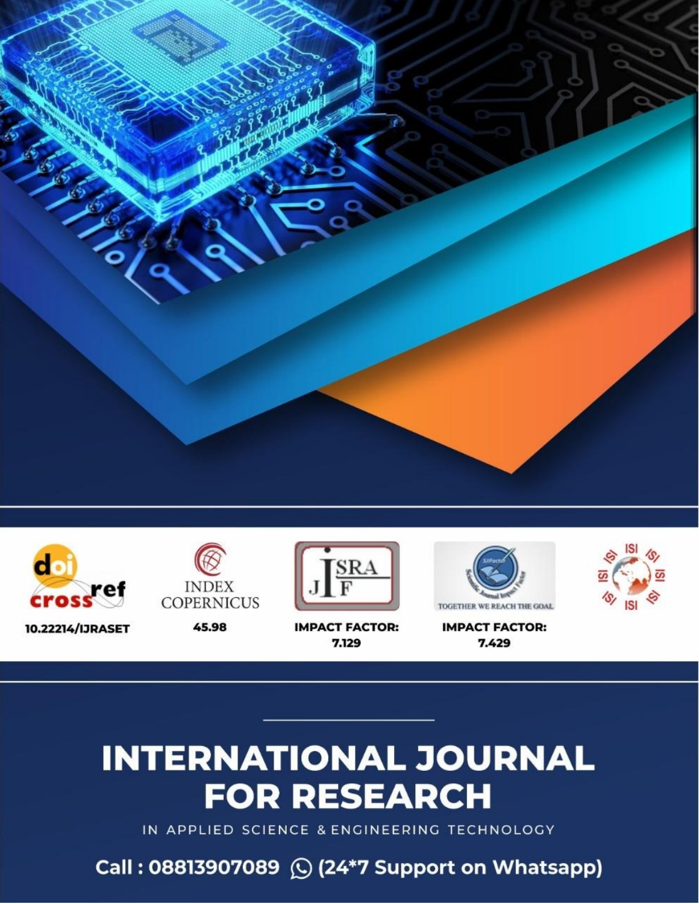10.22214/IJRASET

INDEX COPERNICUS

45.98

IMPACT FACTOR: 7.129

IMPACT FACTOR: 7.429

TOGETHER WE REACH THE GOAL

# INTERNATIONAL JOURNAL FOR RESEARCH

IN APPLIED SCIENCE & ENGINEERING TECHNOLOGY

Call : 08813907089 (24*7 Support on Whatsapp)